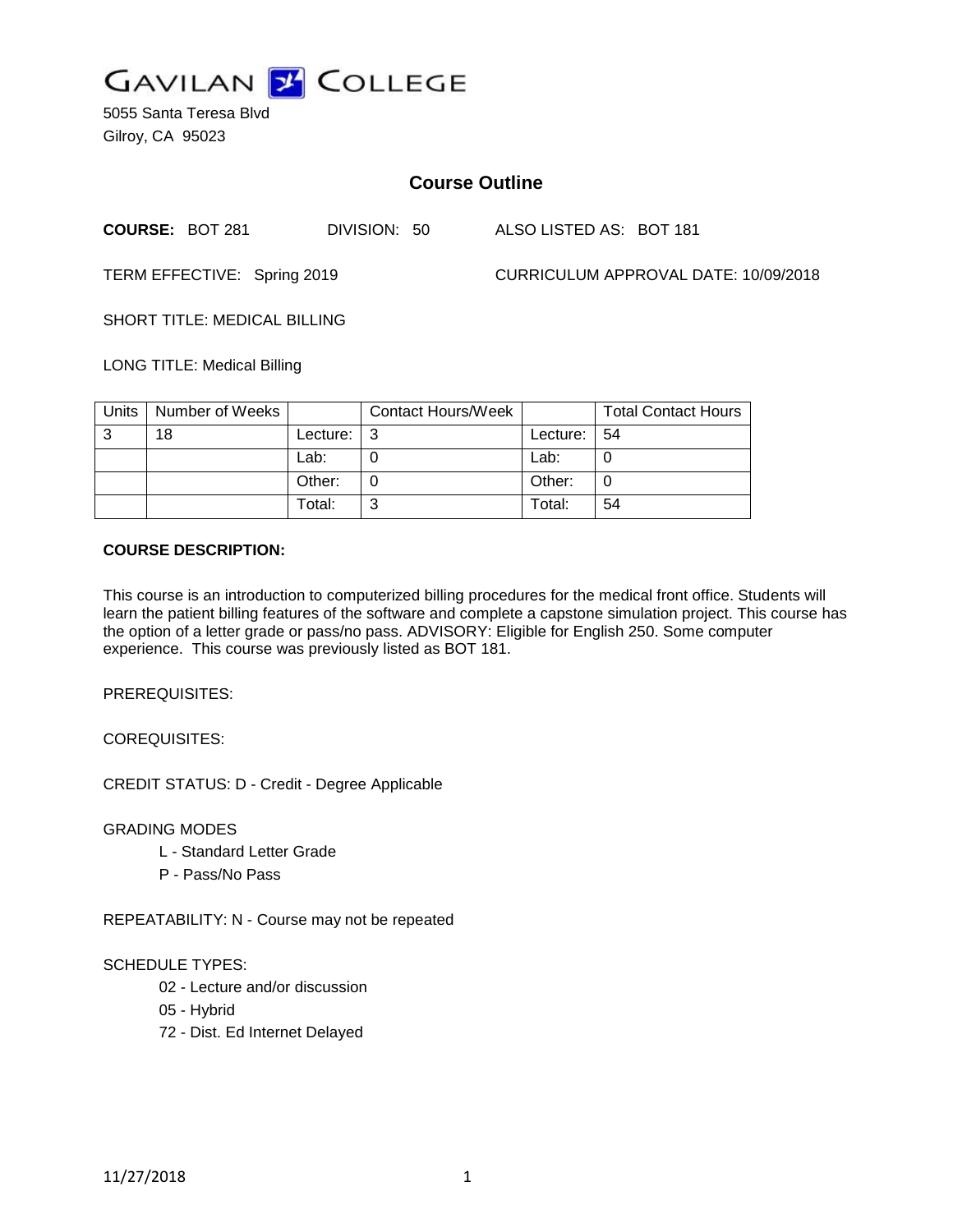# GAVILAN COLLEGE

5055 Santa Teresa Blvd
Gilroy, CA 95023

## Course Outline

**COURSE:** BOT 281 DIVISION: 50 ALSO LISTED AS: BOT 181

TERM EFFECTIVE: Spring 2019 CURRICULUM APPROVAL DATE: 10/09/2018

SHORT TITLE: MEDICAL BILLING

LONG TITLE: Medical Billing

| Units | Number of Weeks | | Contact Hours/Week | | Total Contact Hours |
|---|---|---|---|---|---|
| 3 | 18 | Lecture: | 3 | Lecture: | 54 |
| | | Lab: | 0 | Lab: | 0 |
| | | Other: | 0 | Other: | 0 |
| | | Total: | 3 | Total: | 54 |

**COURSE DESCRIPTION:**

This course is an introduction to computerized billing procedures for the medical front office. Students will learn the patient billing features of the software and complete a capstone simulation project. This course has the option of a letter grade or pass/no pass. ADVISORY: Eligible for English 250. Some computer experience. This course was previously listed as BOT 181.

PREREQUISITES:

COREQUISITES:

CREDIT STATUS: D - Credit - Degree Applicable

GRADING MODES

- L - Standard Letter Grade
- P - Pass/No Pass

REPEATABILITY: N - Course may not be repeated

SCHEDULE TYPES:

- 02 - Lecture and/or discussion
- 05 - Hybrid
- 72 - Dist. Ed Internet Delayed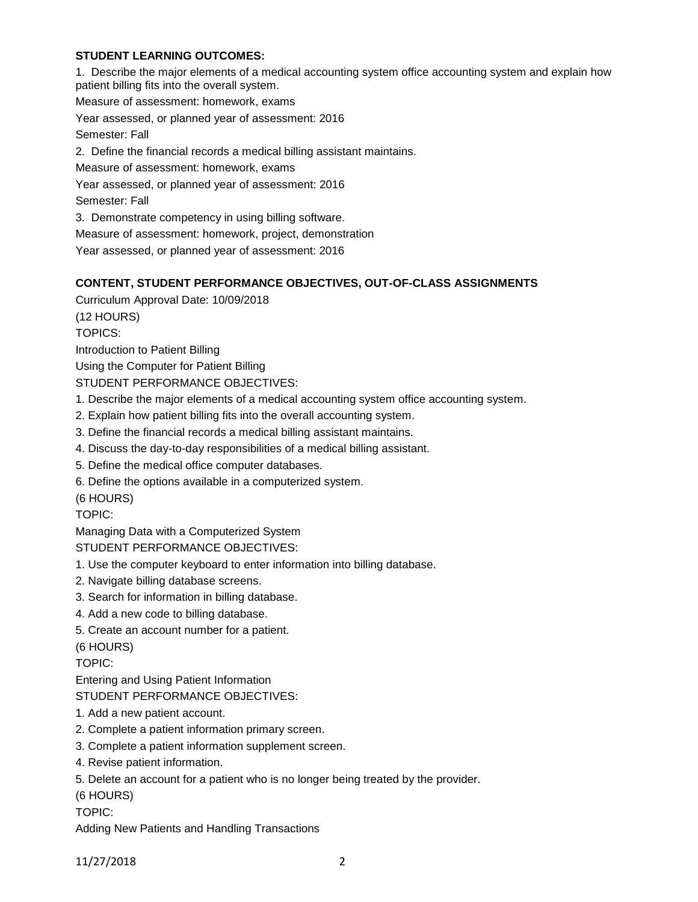**STUDENT LEARNING OUTCOMES:**

1. Describe the major elements of a medical accounting system office accounting system and explain how patient billing fits into the overall system.

Measure of assessment: homework, exams

Year assessed, or planned year of assessment: 2016

Semester: Fall

2. Define the financial records a medical billing assistant maintains.

Measure of assessment: homework, exams

Year assessed, or planned year of assessment: 2016

Semester: Fall

3. Demonstrate competency in using billing software.

Measure of assessment: homework, project, demonstration

Year assessed, or planned year of assessment: 2016

**CONTENT, STUDENT PERFORMANCE OBJECTIVES, OUT-OF-CLASS ASSIGNMENTS**

Curriculum Approval Date: 10/09/2018

(12 HOURS)

TOPICS:

Introduction to Patient Billing

Using the Computer for Patient Billing

STUDENT PERFORMANCE OBJECTIVES:

1. Describe the major elements of a medical accounting system office accounting system.
2. Explain how patient billing fits into the overall accounting system.
3. Define the financial records a medical billing assistant maintains.
4. Discuss the day-to-day responsibilities of a medical billing assistant.
5. Define the medical office computer databases.
6. Define the options available in a computerized system.

(6 HOURS)

TOPIC:

Managing Data with a Computerized System

STUDENT PERFORMANCE OBJECTIVES:

1. Use the computer keyboard to enter information into billing database.
2. Navigate billing database screens.
3. Search for information in billing database.
4. Add a new code to billing database.
5. Create an account number for a patient.

(6 HOURS)

TOPIC:

Entering and Using Patient Information

STUDENT PERFORMANCE OBJECTIVES:

1. Add a new patient account.
2. Complete a patient information primary screen.
3. Complete a patient information supplement screen.
4. Revise patient information.
5. Delete an account for a patient who is no longer being treated by the provider.

(6 HOURS)

TOPIC:

Adding New Patients and Handling Transactions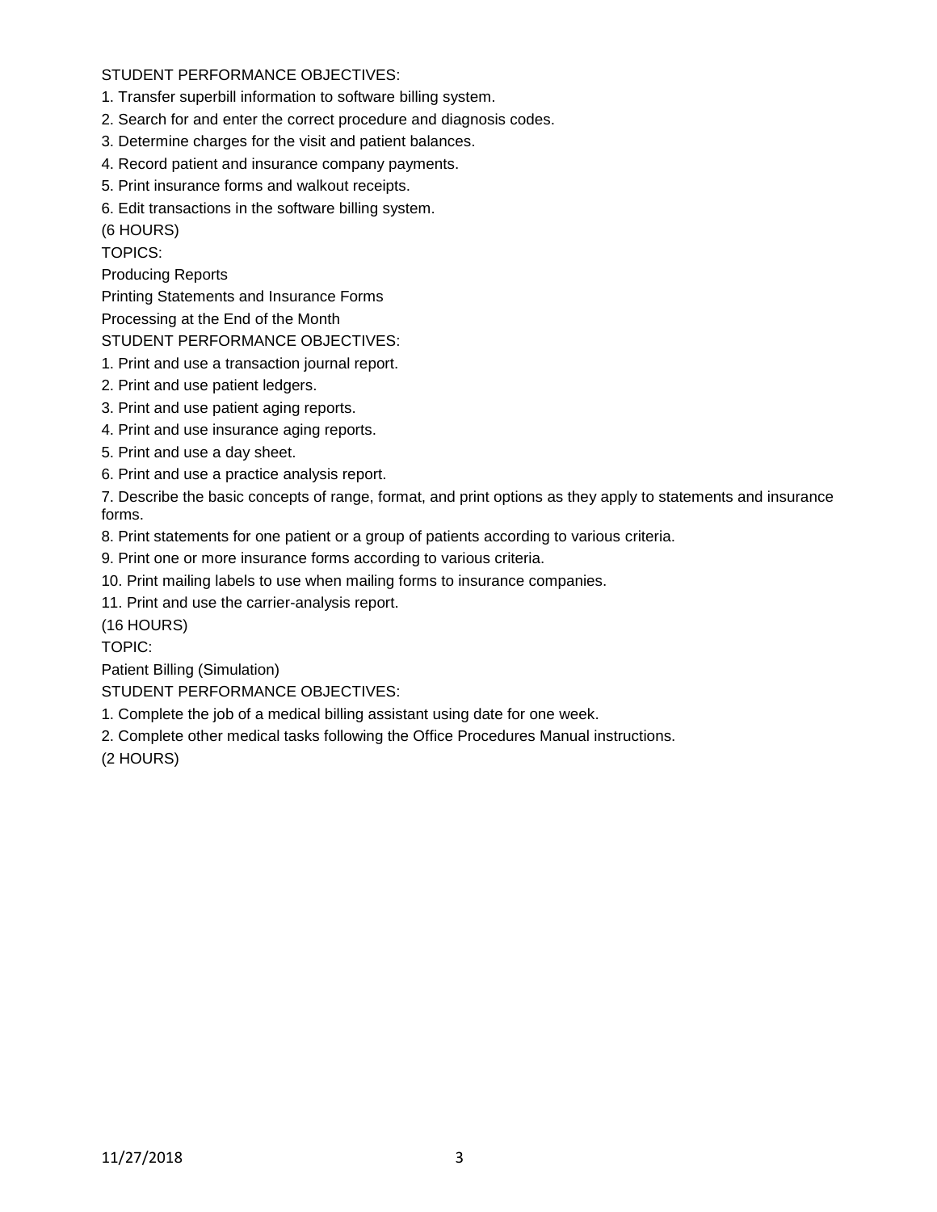STUDENT PERFORMANCE OBJECTIVES:

1. Transfer superbill information to software billing system.
2. Search for and enter the correct procedure and diagnosis codes.
3. Determine charges for the visit and patient balances.
4. Record patient and insurance company payments.
5. Print insurance forms and walkout receipts.
6. Edit transactions in the software billing system.

(6 HOURS)

TOPICS:

Producing Reports

Printing Statements and Insurance Forms

Processing at the End of the Month

STUDENT PERFORMANCE OBJECTIVES:

1. Print and use a transaction journal report.
2. Print and use patient ledgers.
3. Print and use patient aging reports.
4. Print and use insurance aging reports.
5. Print and use a day sheet.
6. Print and use a practice analysis report.
7. Describe the basic concepts of range, format, and print options as they apply to statements and insurance forms.
8. Print statements for one patient or a group of patients according to various criteria.
9. Print one or more insurance forms according to various criteria.
10. Print mailing labels to use when mailing forms to insurance companies.
11. Print and use the carrier-analysis report.

(16 HOURS)

TOPIC:

Patient Billing (Simulation)

STUDENT PERFORMANCE OBJECTIVES:

1. Complete the job of a medical billing assistant using date for one week.
2. Complete other medical tasks following the Office Procedures Manual instructions.

(2 HOURS)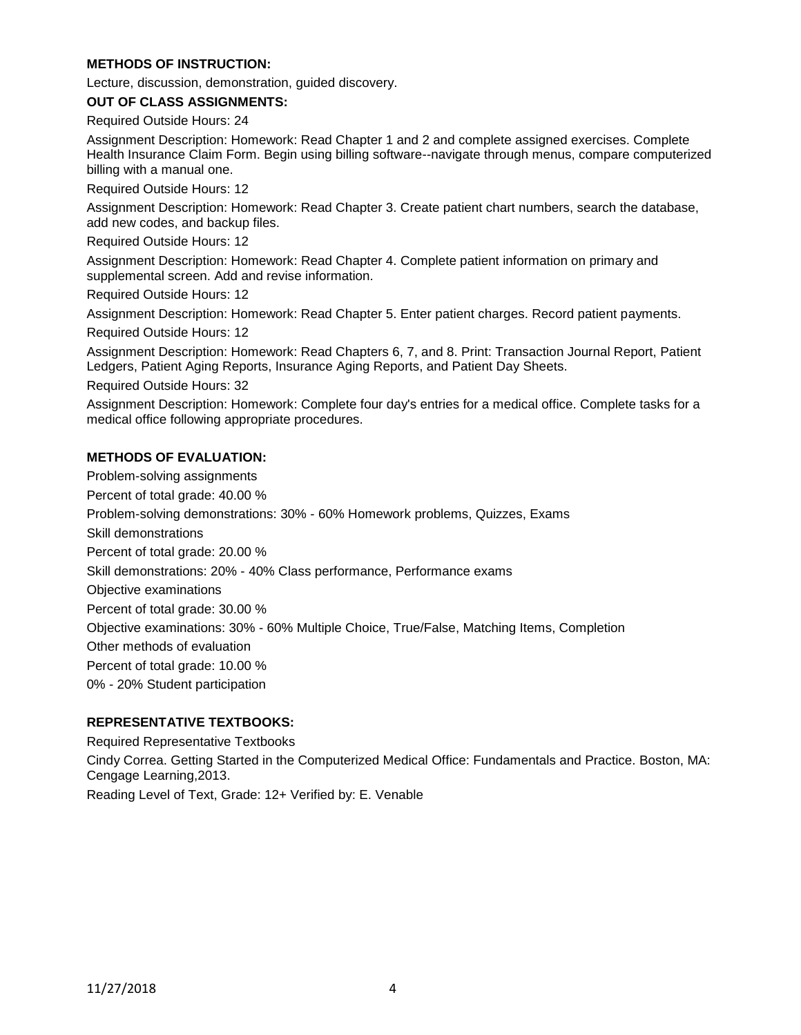**METHODS OF INSTRUCTION:**

Lecture, discussion, demonstration, guided discovery.

**OUT OF CLASS ASSIGNMENTS:**

Required Outside Hours: 24

Assignment Description: Homework: Read Chapter 1 and 2 and complete assigned exercises. Complete Health Insurance Claim Form. Begin using billing software--navigate through menus, compare computerized billing with a manual one.

Required Outside Hours: 12

Assignment Description: Homework: Read Chapter 3. Create patient chart numbers, search the database, add new codes, and backup files.

Required Outside Hours: 12

Assignment Description: Homework: Read Chapter 4. Complete patient information on primary and supplemental screen. Add and revise information.

Required Outside Hours: 12

Assignment Description: Homework: Read Chapter 5. Enter patient charges. Record patient payments.

Required Outside Hours: 12

Assignment Description: Homework: Read Chapters 6, 7, and 8. Print: Transaction Journal Report, Patient Ledgers, Patient Aging Reports, Insurance Aging Reports, and Patient Day Sheets.

Required Outside Hours: 32

Assignment Description: Homework: Complete four day's entries for a medical office. Complete tasks for a medical office following appropriate procedures.

**METHODS OF EVALUATION:**

Problem-solving assignments

Percent of total grade: 40.00 %

Problem-solving demonstrations: 30% - 60% Homework problems, Quizzes, Exams

Skill demonstrations

Percent of total grade: 20.00 %

Skill demonstrations: 20% - 40% Class performance, Performance exams

Objective examinations

Percent of total grade: 30.00 %

Objective examinations: 30% - 60% Multiple Choice, True/False, Matching Items, Completion

Other methods of evaluation

Percent of total grade: 10.00 %

0% - 20% Student participation

**REPRESENTATIVE TEXTBOOKS:**

Required Representative Textbooks

Cindy Correa. Getting Started in the Computerized Medical Office: Fundamentals and Practice. Boston, MA: Cengage Learning,2013.

Reading Level of Text, Grade: 12+ Verified by: E. Venable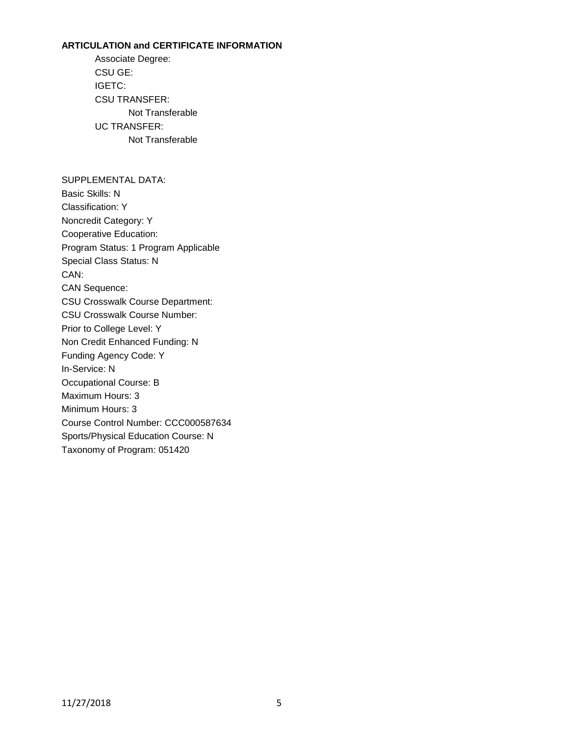**ARTICULATION and CERTIFICATE INFORMATION**

Associate Degree:

CSU GE:

IGETC:

CSU TRANSFER:

Not Transferable

UC TRANSFER:

Not Transferable

SUPPLEMENTAL DATA:

Basic Skills: N

Classification: Y

Noncredit Category: Y

Cooperative Education:

Program Status: 1 Program Applicable

Special Class Status: N

CAN:

CAN Sequence:

CSU Crosswalk Course Department:

CSU Crosswalk Course Number:

Prior to College Level: Y

Non Credit Enhanced Funding: N

Funding Agency Code: Y

In-Service: N

Occupational Course: B

Maximum Hours: 3

Minimum Hours: 3

Course Control Number: CCC000587634

Sports/Physical Education Course: N

Taxonomy of Program: 051420